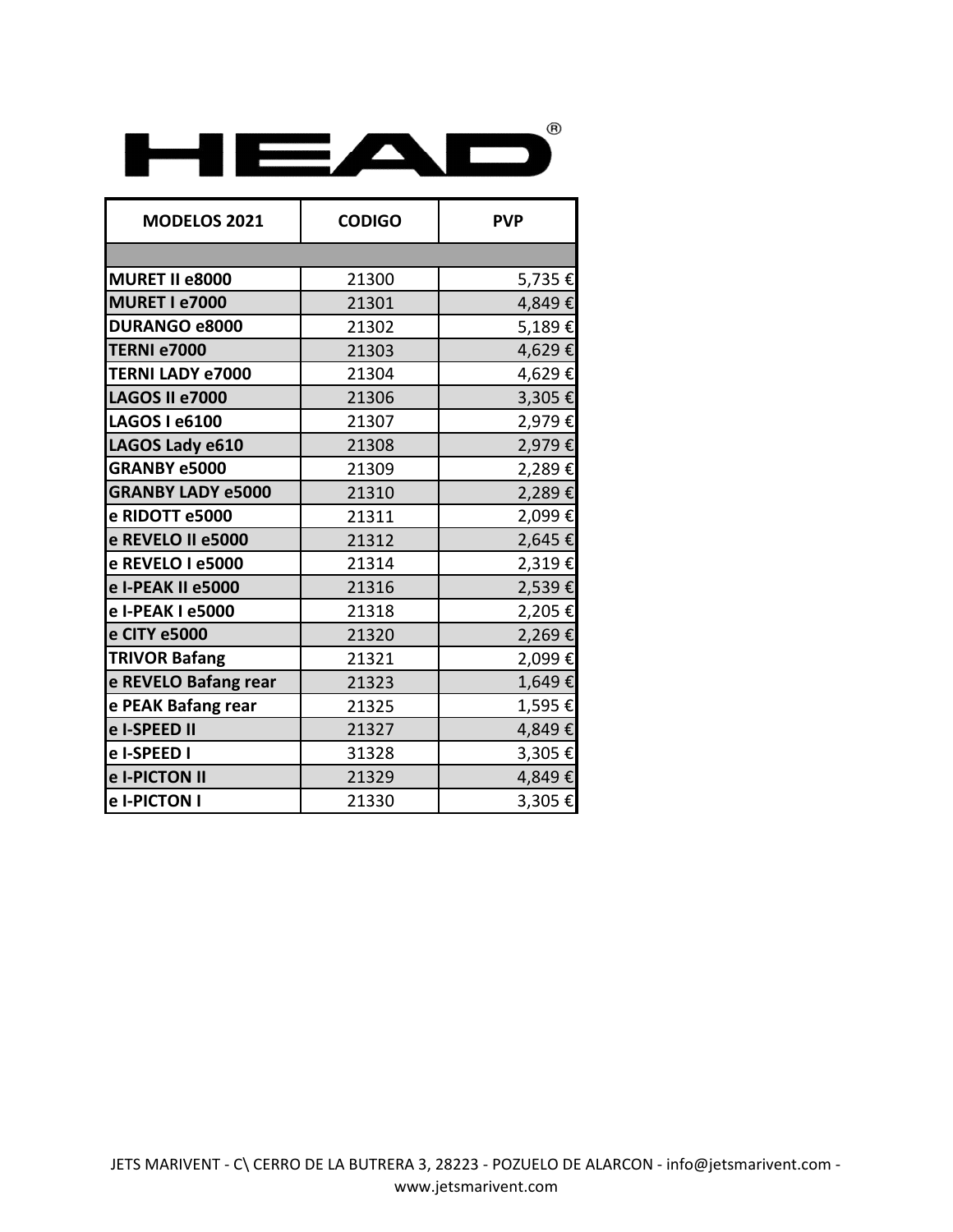# HEAD®

| MODELOS 2021 | CODIGO | PVP |
|---|---|---|
| | | |
| **MURET II e8000** | 21300 | 5,735 € |
| **MURET I e7000** | 21301 | 4,849 € |
| **DURANGO e8000** | 21302 | 5,189 € |
| **TERNI e7000** | 21303 | 4,629 € |
| **TERNI LADY e7000** | 21304 | 4,629 € |
| **LAGOS II e7000** | 21306 | 3,305 € |
| **LAGOS I e6100** | 21307 | 2,979 € |
| **LAGOS Lady e610** | 21308 | 2,979 € |
| **GRANBY e5000** | 21309 | 2,289 € |
| **GRANBY LADY e5000** | 21310 | 2,289 € |
| **e RIDOTT e5000** | 21311 | 2,099 € |
| **e REVELO II e5000** | 21312 | 2,645 € |
| **e REVELO I e5000** | 21314 | 2,319 € |
| **e I-PEAK II e5000** | 21316 | 2,539 € |
| **e I-PEAK I e5000** | 21318 | 2,205 € |
| **e CITY e5000** | 21320 | 2,269 € |
| **TRIVOR Bafang** | 21321 | 2,099 € |
| **e REVELO Bafang rear** | 21323 | 1,649 € |
| **e PEAK Bafang rear** | 21325 | 1,595 € |
| **e I-SPEED II** | 21327 | 4,849 € |
| **e I-SPEED I** | 31328 | 3,305 € |
| **e I-PICTON II** | 21329 | 4,849 € |
| **e I-PICTON I** | 21330 | 3,305 € |

JETS MARIVENT - C\ CERRO DE LA BUTRERA 3, 28223 - POZUELO DE ALARCON - info@jetsmarivent.com - www.jetsmarivent.com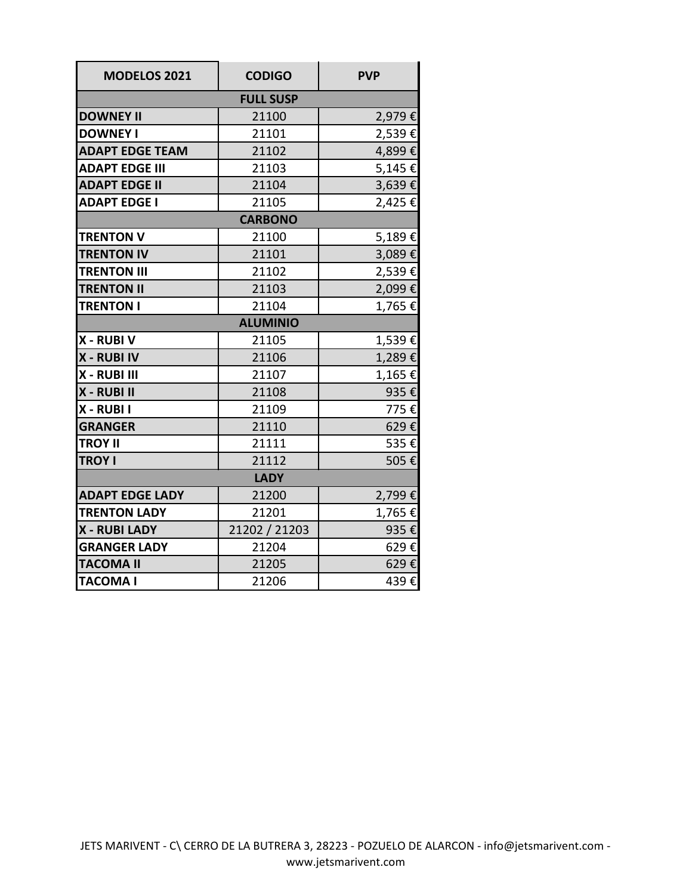| MODELOS 2021 | CODIGO | PVP |
|---|---|---|
| **FULL SUSP** | | |
| **DOWNEY II** | 21100 | 2,979 € |
| **DOWNEY I** | 21101 | 2,539 € |
| **ADAPT EDGE TEAM** | 21102 | 4,899 € |
| **ADAPT EDGE III** | 21103 | 5,145 € |
| **ADAPT EDGE II** | 21104 | 3,639 € |
| **ADAPT EDGE I** | 21105 | 2,425 € |
| **CARBONO** | | |
| **TRENTON V** | 21100 | 5,189 € |
| **TRENTON IV** | 21101 | 3,089 € |
| **TRENTON III** | 21102 | 2,539 € |
| **TRENTON II** | 21103 | 2,099 € |
| **TRENTON I** | 21104 | 1,765 € |
| **ALUMINIO** | | |
| **X - RUBI V** | 21105 | 1,539 € |
| **X - RUBI IV** | 21106 | 1,289 € |
| **X - RUBI III** | 21107 | 1,165 € |
| **X - RUBI II** | 21108 | 935 € |
| **X - RUBI I** | 21109 | 775 € |
| **GRANGER** | 21110 | 629 € |
| **TROY II** | 21111 | 535 € |
| **TROY I** | 21112 | 505 € |
| **LADY** | | |
| **ADAPT EDGE LADY** | 21200 | 2,799 € |
| **TRENTON LADY** | 21201 | 1,765 € |
| **X - RUBI LADY** | 21202 / 21203 | 935 € |
| **GRANGER LADY** | 21204 | 629 € |
| **TACOMA II** | 21205 | 629 € |
| **TACOMA I** | 21206 | 439 € |

JETS MARIVENT - C\ CERRO DE LA BUTRERA 3, 28223 - POZUELO DE ALARCON - info@jetsmarivent.com - www.jetsmarivent.com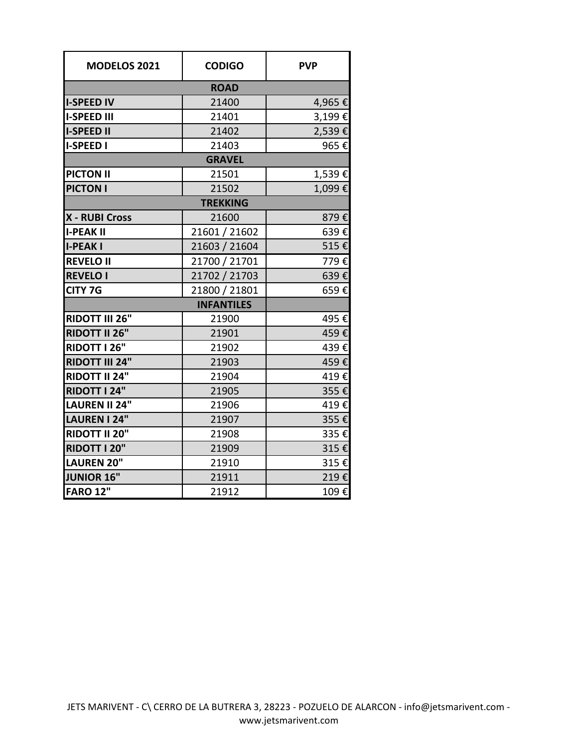| MODELOS 2021 | CODIGO | PVP |
|---|---|---|
| **ROAD** | | |
| **I-SPEED IV** | 21400 | 4,965 € |
| **I-SPEED III** | 21401 | 3,199 € |
| **I-SPEED II** | 21402 | 2,539 € |
| **I-SPEED I** | 21403 | 965 € |
| **GRAVEL** | | |
| **PICTON II** | 21501 | 1,539 € |
| **PICTON I** | 21502 | 1,099 € |
| **TREKKING** | | |
| **X - RUBI Cross** | 21600 | 879 € |
| **I-PEAK II** | 21601 / 21602 | 639 € |
| **I-PEAK I** | 21603 / 21604 | 515 € |
| **REVELO II** | 21700 / 21701 | 779 € |
| **REVELO I** | 21702 / 21703 | 639 € |
| **CITY 7G** | 21800 / 21801 | 659 € |
| **INFANTILES** | | |
| **RIDOTT III 26"** | 21900 | 495 € |
| **RIDOTT II 26"** | 21901 | 459 € |
| **RIDOTT I 26"** | 21902 | 439 € |
| **RIDOTT III 24"** | 21903 | 459 € |
| **RIDOTT II 24"** | 21904 | 419 € |
| **RIDOTT I 24"** | 21905 | 355 € |
| **LAUREN II 24"** | 21906 | 419 € |
| **LAUREN I 24"** | 21907 | 355 € |
| **RIDOTT II 20"** | 21908 | 335 € |
| **RIDOTT I 20"** | 21909 | 315 € |
| **LAUREN 20"** | 21910 | 315 € |
| **JUNIOR 16"** | 21911 | 219 € |
| **FARO 12"** | 21912 | 109 € |